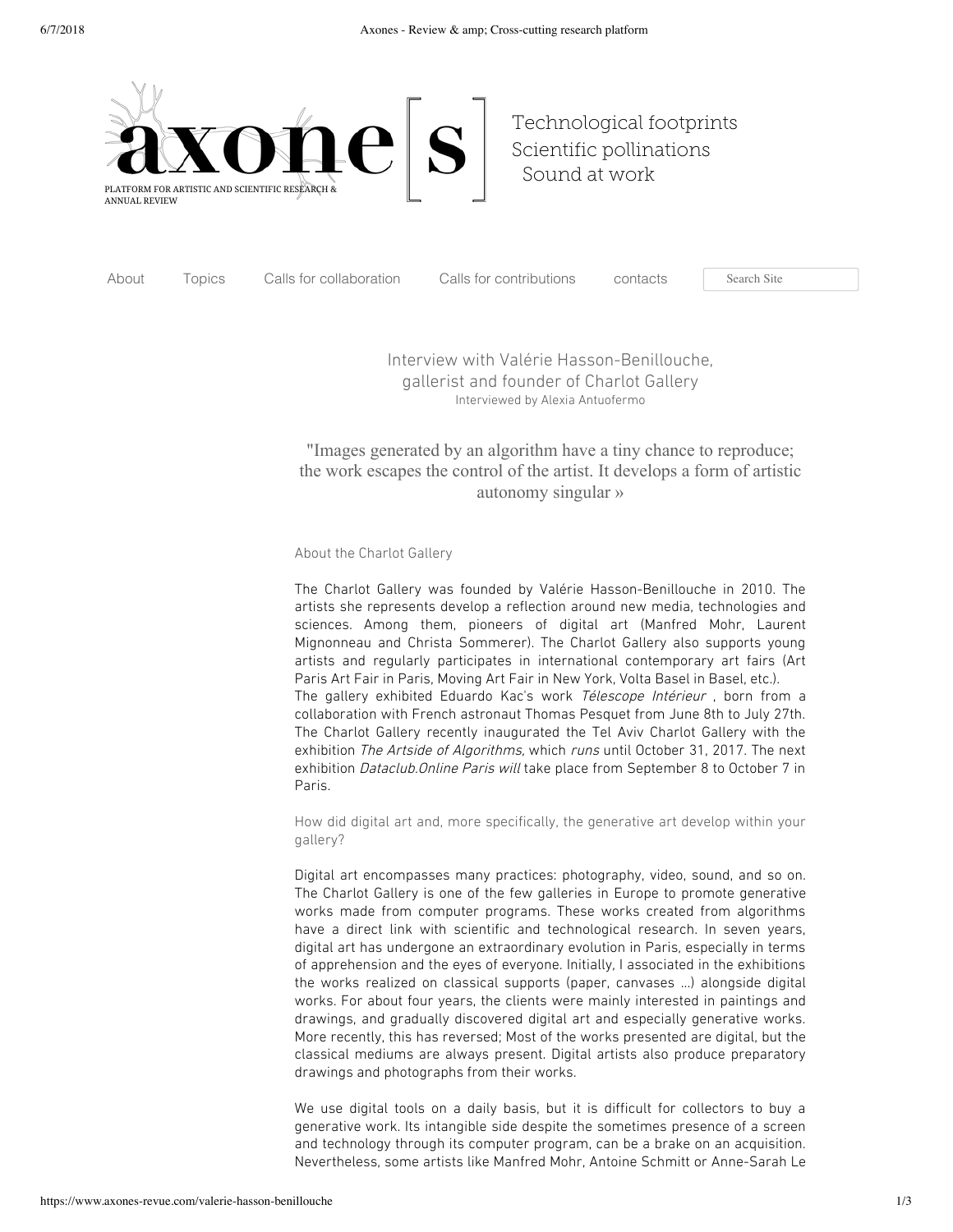# axone[s]

PLATFORM FOR ARTISTIC AND SCIENTIFIC RESEARCH & ANNUAL REVIEW

Technological footprints
Scientific pollinations
Sound at work

About Topics Calls for collaboration Calls for contributions contacts

## Interview with Valérie Hasson-Benillouche, gallerist and founder of Charlot Gallery

Interviewed by Alexia Antuofermo

"Images generated by an algorithm have a tiny chance to reproduce; the work escapes the control of the artist. It develops a form of artistic autonomy singular »

### About the Charlot Gallery

The Charlot Gallery was founded by Valérie Hasson-Benillouche in 2010. The artists she represents develop a reflection around new media, technologies and sciences. Among them, pioneers of digital art (Manfred Mohr, Laurent Mignonneau and Christa Sommerer). The Charlot Gallery also supports young artists and regularly participates in international contemporary art fairs (Art Paris Art Fair in Paris, Moving Art Fair in New York, Volta Basel in Basel, etc.).
The gallery exhibited Eduardo Kac's work *Télescope Intérieur* , born from a collaboration with French astronaut Thomas Pesquet from June 8th to July 27th. The Charlot Gallery recently inaugurated the Tel Aviv Charlot Gallery with the exhibition *The Artside of Algorithms*, which *runs* until October 31, 2017. The next exhibition *Dataclub.Online Paris will* take place from September 8 to October 7 in Paris.

### How did digital art and, more specifically, the generative art develop within your gallery?

Digital art encompasses many practices: photography, video, sound, and so on. The Charlot Gallery is one of the few galleries in Europe to promote generative works made from computer programs. These works created from algorithms have a direct link with scientific and technological research. In seven years, digital art has undergone an extraordinary evolution in Paris, especially in terms of apprehension and the eyes of everyone. Initially, I associated in the exhibitions the works realized on classical supports (paper, canvases ...) alongside digital works. For about four years, the clients were mainly interested in paintings and drawings, and gradually discovered digital art and especially generative works. More recently, this has reversed; Most of the works presented are digital, but the classical mediums are always present. Digital artists also produce preparatory drawings and photographs from their works.

We use digital tools on a daily basis, but it is difficult for collectors to buy a generative work. Its intangible side despite the sometimes presence of a screen and technology through its computer program, can be a brake on an acquisition. Nevertheless, some artists like Manfred Mohr, Antoine Schmitt or Anne-Sarah Le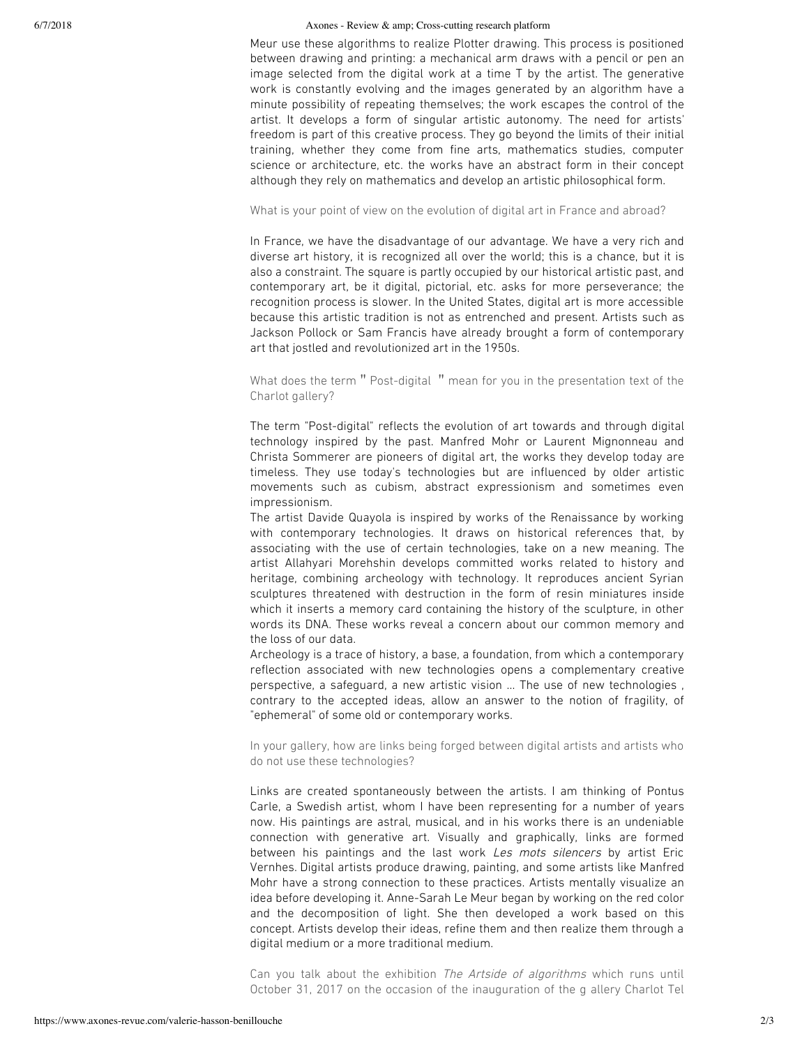Meur use these algorithms to realize Plotter drawing. This process is positioned between drawing and printing: a mechanical arm draws with a pencil or pen an image selected from the digital work at a time T by the artist. The generative work is constantly evolving and the images generated by an algorithm have a minute possibility of repeating themselves; the work escapes the control of the artist. It develops a form of singular artistic autonomy. The need for artists' freedom is part of this creative process. They go beyond the limits of their initial training, whether they come from fine arts, mathematics studies, computer science or architecture, etc. the works have an abstract form in their concept although they rely on mathematics and develop an artistic philosophical form.

What is your point of view on the evolution of digital art in France and abroad?

In France, we have the disadvantage of our advantage. We have a very rich and diverse art history, it is recognized all over the world; this is a chance, but it is also a constraint. The square is partly occupied by our historical artistic past, and contemporary art, be it digital, pictorial, etc. asks for more perseverance; the recognition process is slower. In the United States, digital art is more accessible because this artistic tradition is not as entrenched and present. Artists such as Jackson Pollock or Sam Francis have already brought a form of contemporary art that jostled and revolutionized art in the 1950s.

What does the term " Post-digital " mean for you in the presentation text of the Charlot gallery?

The term "Post-digital" reflects the evolution of art towards and through digital technology inspired by the past. Manfred Mohr or Laurent Mignonneau and Christa Sommerer are pioneers of digital art, the works they develop today are timeless. They use today's technologies but are influenced by older artistic movements such as cubism, abstract expressionism and sometimes even impressionism.
The artist Davide Quayola is inspired by works of the Renaissance by working with contemporary technologies. It draws on historical references that, by associating with the use of certain technologies, take on a new meaning. The artist Allahyari Morehshin develops committed works related to history and heritage, combining archeology with technology. It reproduces ancient Syrian sculptures threatened with destruction in the form of resin miniatures inside which it inserts a memory card containing the history of the sculpture, in other words its DNA. These works reveal a concern about our common memory and the loss of our data.
Archeology is a trace of history, a base, a foundation, from which a contemporary reflection associated with new technologies opens a complementary creative perspective, a safeguard, a new artistic vision ... The use of new technologies , contrary to the accepted ideas, allow an answer to the notion of fragility, of "ephemeral" of some old or contemporary works.

In your gallery, how are links being forged between digital artists and artists who do not use these technologies?

Links are created spontaneously between the artists. I am thinking of Pontus Carle, a Swedish artist, whom I have been representing for a number of years now. His paintings are astral, musical, and in his works there is an undeniable connection with generative art. Visually and graphically, links are formed between his paintings and the last work *Les mots silencers* by artist Eric Vernhes. Digital artists produce drawing, painting, and some artists like Manfred Mohr have a strong connection to these practices. Artists mentally visualize an idea before developing it. Anne-Sarah Le Meur began by working on the red color and the decomposition of light. She then developed a work based on this concept. Artists develop their ideas, refine them and then realize them through a digital medium or a more traditional medium.

Can you talk about the exhibition *The Artside of algorithms* which runs until October 31, 2017 on the occasion of the inauguration of the g allery Charlot Tel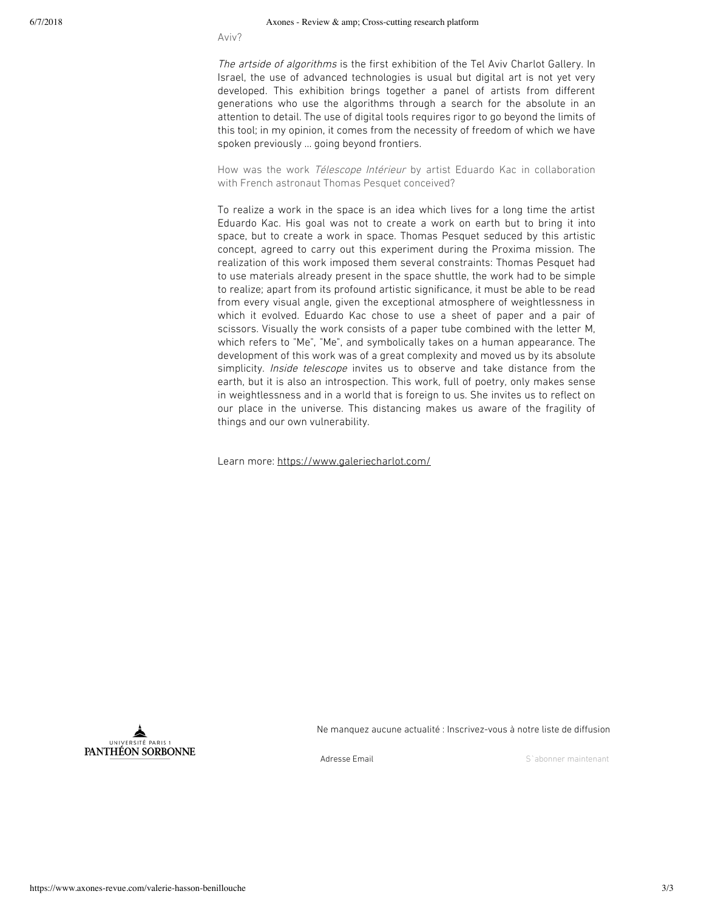Aviv?

*The artside of algorithms* is the first exhibition of the Tel Aviv Charlot Gallery. In Israel, the use of advanced technologies is usual but digital art is not yet very developed. This exhibition brings together a panel of artists from different generations who use the algorithms through a search for the absolute in an attention to detail. The use of digital tools requires rigor to go beyond the limits of this tool; in my opinion, it comes from the necessity of freedom of which we have spoken previously ... going beyond frontiers.

How was the work *Télescope Intérieur* by artist Eduardo Kac in collaboration with French astronaut Thomas Pesquet conceived?

To realize a work in the space is an idea which lives for a long time the artist Eduardo Kac. His goal was not to create a work on earth but to bring it into space, but to create a work in space. Thomas Pesquet seduced by this artistic concept, agreed to carry out this experiment during the Proxima mission. The realization of this work imposed them several constraints: Thomas Pesquet had to use materials already present in the space shuttle, the work had to be simple to realize; apart from its profound artistic significance, it must be able to be read from every visual angle, given the exceptional atmosphere of weightlessness in which it evolved. Eduardo Kac chose to use a sheet of paper and a pair of scissors. Visually the work consists of a paper tube combined with the letter M, which refers to "Me", "Me", and symbolically takes on a human appearance. The development of this work was of a great complexity and moved us by its absolute simplicity. *Inside telescope* invites us to observe and take distance from the earth, but it is also an introspection. This work, full of poetry, only makes sense in weightlessness and in a world that is foreign to us. She invites us to reflect on our place in the universe. This distancing makes us aware of the fragility of things and our own vulnerability.

Learn more: https://www.galeriecharlot.com/

UNIVERSITÉ PARIS 1 PANTHÉON SORBONNE

Ne manquez aucune actualité : Inscrivez-vous à notre liste de diffusion

Adresse Email

S`abonner maintenant